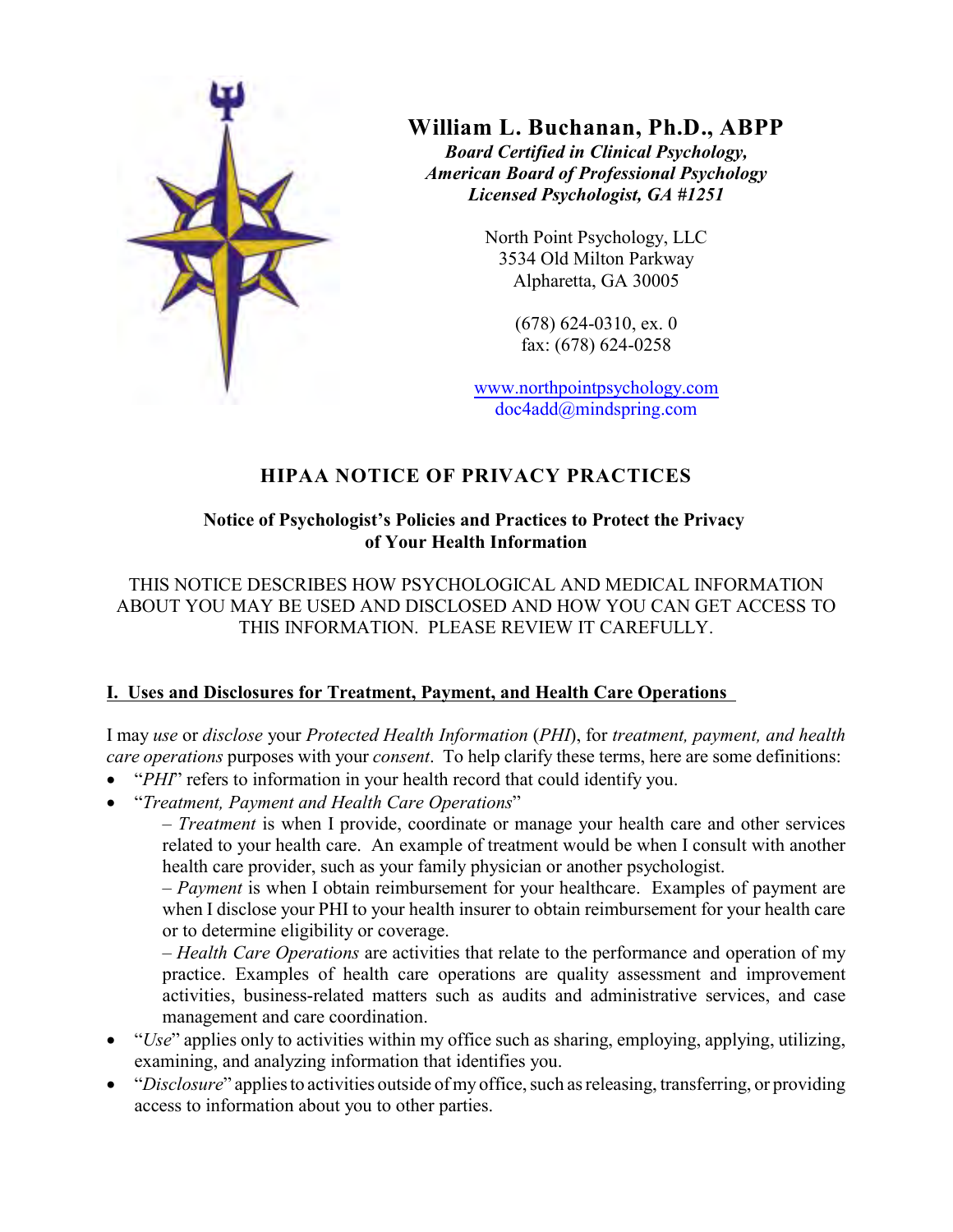**William L. Buchanan, Ph.D., ABPP**
*Board Certified in Clinical Psychology,*
*American Board of Professional Psychology*
*Licensed Psychologist, GA #1251*

North Point Psychology, LLC
3534 Old Milton Parkway
Alpharetta, GA 30005

(678) 624-0310, ex. 0
fax: (678) 624-0258

www.northpointpsychology.com
doc4add@mindspring.com

# HIPAA NOTICE OF PRIVACY PRACTICES

## Notice of Psychologist's Policies and Practices to Protect the Privacy of Your Health Information

THIS NOTICE DESCRIBES HOW PSYCHOLOGICAL AND MEDICAL INFORMATION ABOUT YOU MAY BE USED AND DISCLOSED AND HOW YOU CAN GET ACCESS TO THIS INFORMATION. PLEASE REVIEW IT CAREFULLY.

### I. Uses and Disclosures for Treatment, Payment, and Health Care Operations

I may *use* or *disclose* your *Protected Health Information* (*PHI*), for *treatment, payment, and health care operations* purposes with your *consent*. To help clarify these terms, here are some definitions:

- "*PHI*" refers to information in your health record that could identify you.
- "*Treatment, Payment and Health Care Operations*"
  – *Treatment* is when I provide, coordinate or manage your health care and other services related to your health care. An example of treatment would be when I consult with another health care provider, such as your family physician or another psychologist.
  – *Payment* is when I obtain reimbursement for your healthcare. Examples of payment are when I disclose your PHI to your health insurer to obtain reimbursement for your health care or to determine eligibility or coverage.
  – *Health Care Operations* are activities that relate to the performance and operation of my practice. Examples of health care operations are quality assessment and improvement activities, business-related matters such as audits and administrative services, and case management and care coordination.
- "*Use*" applies only to activities within my office such as sharing, employing, applying, utilizing, examining, and analyzing information that identifies you.
- "*Disclosure*" applies to activities outside of my office, such as releasing, transferring, or providing access to information about you to other parties.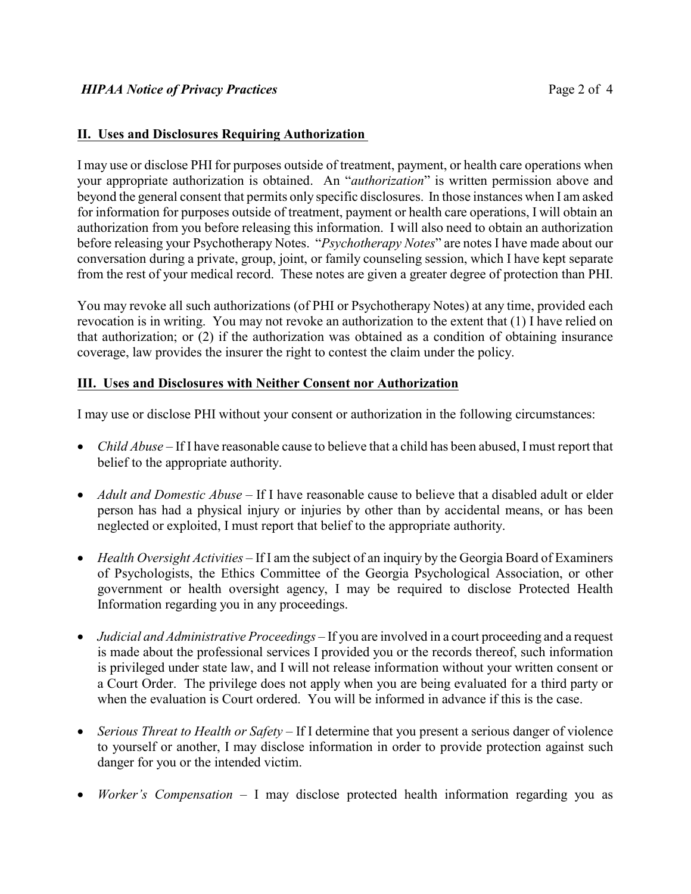## II. Uses and Disclosures Requiring Authorization

I may use or disclose PHI for purposes outside of treatment, payment, or health care operations when your appropriate authorization is obtained. An "*authorization*" is written permission above and beyond the general consent that permits only specific disclosures. In those instances when I am asked for information for purposes outside of treatment, payment or health care operations, I will obtain an authorization from you before releasing this information. I will also need to obtain an authorization before releasing your Psychotherapy Notes. "*Psychotherapy Notes*" are notes I have made about our conversation during a private, group, joint, or family counseling session, which I have kept separate from the rest of your medical record. These notes are given a greater degree of protection than PHI.

You may revoke all such authorizations (of PHI or Psychotherapy Notes) at any time, provided each revocation is in writing. You may not revoke an authorization to the extent that (1) I have relied on that authorization; or (2) if the authorization was obtained as a condition of obtaining insurance coverage, law provides the insurer the right to contest the claim under the policy.

## III. Uses and Disclosures with Neither Consent nor Authorization

I may use or disclose PHI without your consent or authorization in the following circumstances:

- *Child Abuse* – If I have reasonable cause to believe that a child has been abused, I must report that belief to the appropriate authority.
- *Adult and Domestic Abuse* – If I have reasonable cause to believe that a disabled adult or elder person has had a physical injury or injuries by other than by accidental means, or has been neglected or exploited, I must report that belief to the appropriate authority.
- *Health Oversight Activities* – If I am the subject of an inquiry by the Georgia Board of Examiners of Psychologists, the Ethics Committee of the Georgia Psychological Association, or other government or health oversight agency, I may be required to disclose Protected Health Information regarding you in any proceedings.
- *Judicial and Administrative Proceedings* – If you are involved in a court proceeding and a request is made about the professional services I provided you or the records thereof, such information is privileged under state law, and I will not release information without your written consent or a Court Order. The privilege does not apply when you are being evaluated for a third party or when the evaluation is Court ordered. You will be informed in advance if this is the case.
- *Serious Threat to Health or Safety* – If I determine that you present a serious danger of violence to yourself or another, I may disclose information in order to provide protection against such danger for you or the intended victim.
- *Worker's Compensation* – I may disclose protected health information regarding you as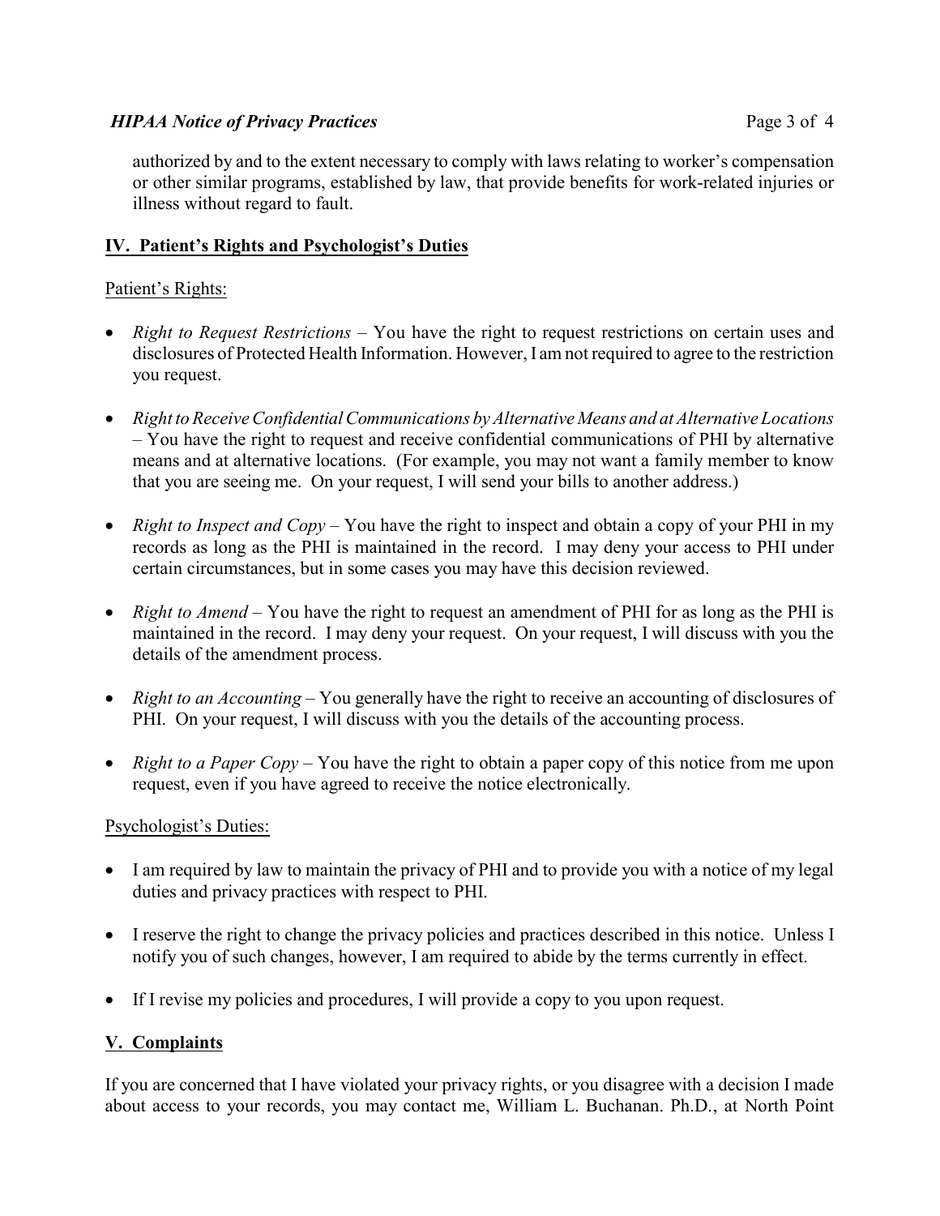authorized by and to the extent necessary to comply with laws relating to worker's compensation or other similar programs, established by law, that provide benefits for work-related injuries or illness without regard to fault.

## IV. Patient's Rights and Psychologist's Duties

Patient's Rights:

- *Right to Request Restrictions* – You have the right to request restrictions on certain uses and disclosures of Protected Health Information. However, I am not required to agree to the restriction you request.
- *Right to Receive Confidential Communications by Alternative Means and at Alternative Locations* – You have the right to request and receive confidential communications of PHI by alternative means and at alternative locations. (For example, you may not want a family member to know that you are seeing me. On your request, I will send your bills to another address.)
- *Right to Inspect and Copy* – You have the right to inspect and obtain a copy of your PHI in my records as long as the PHI is maintained in the record. I may deny your access to PHI under certain circumstances, but in some cases you may have this decision reviewed.
- *Right to Amend* – You have the right to request an amendment of PHI for as long as the PHI is maintained in the record. I may deny your request. On your request, I will discuss with you the details of the amendment process.
- *Right to an Accounting* – You generally have the right to receive an accounting of disclosures of PHI. On your request, I will discuss with you the details of the accounting process.
- *Right to a Paper Copy* – You have the right to obtain a paper copy of this notice from me upon request, even if you have agreed to receive the notice electronically.

Psychologist's Duties:

- I am required by law to maintain the privacy of PHI and to provide you with a notice of my legal duties and privacy practices with respect to PHI.
- I reserve the right to change the privacy policies and practices described in this notice. Unless I notify you of such changes, however, I am required to abide by the terms currently in effect.
- If I revise my policies and procedures, I will provide a copy to you upon request.

## V. Complaints

If you are concerned that I have violated your privacy rights, or you disagree with a decision I made about access to your records, you may contact me, William L. Buchanan. Ph.D., at North Point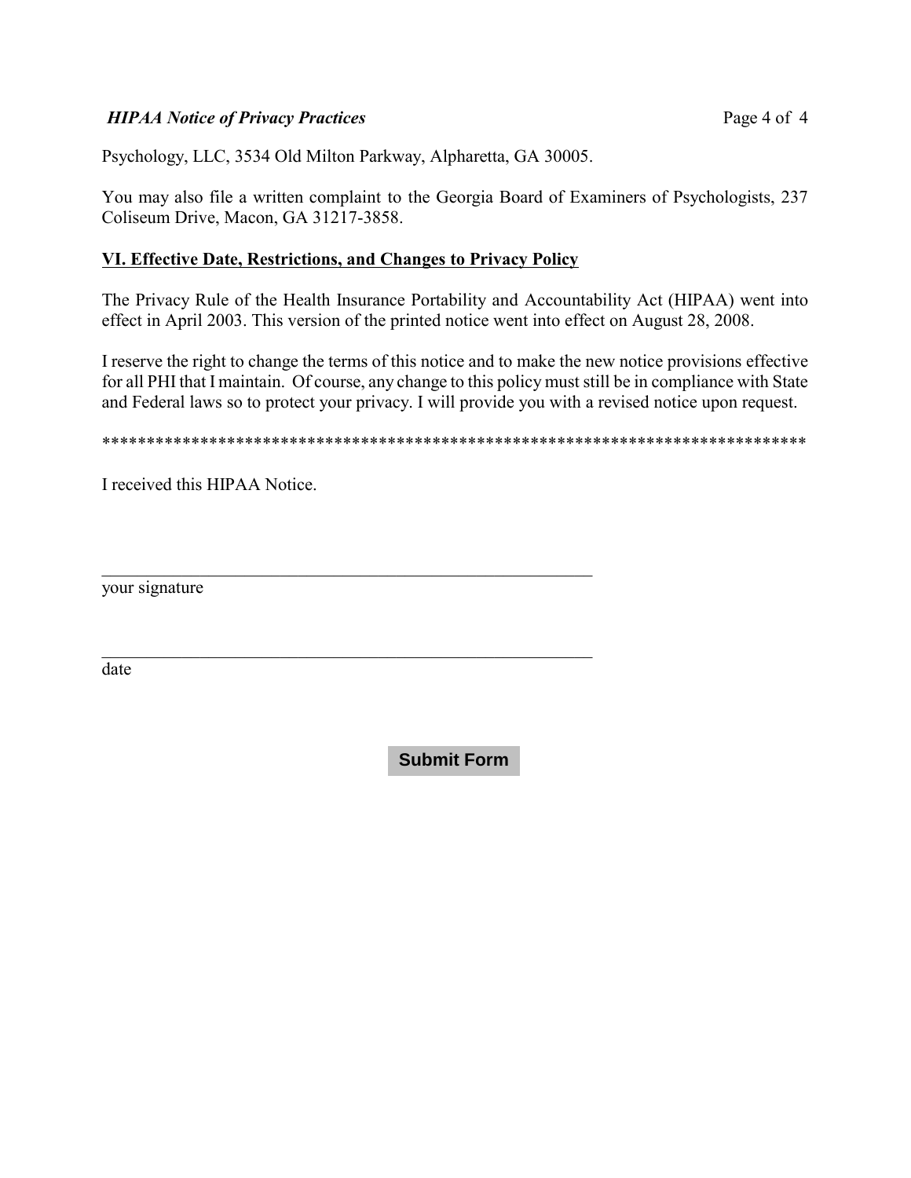Psychology, LLC, 3534 Old Milton Parkway, Alpharetta, GA 30005.

You may also file a written complaint to the Georgia Board of Examiners of Psychologists, 237 Coliseum Drive, Macon, GA 31217-3858.

## VI. Effective Date, Restrictions, and Changes to Privacy Policy

The Privacy Rule of the Health Insurance Portability and Accountability Act (HIPAA) went into effect in April 2003. This version of the printed notice went into effect on August 28, 2008.

I reserve the right to change the terms of this notice and to make the new notice provisions effective for all PHI that I maintain. Of course, any change to this policy must still be in compliance with State and Federal laws so to protect your privacy. I will provide you with a revised notice upon request.

********************************************************************************

I received this HIPAA Notice.

_______________________________________________
your signature

_______________________________________________
date

Submit Form